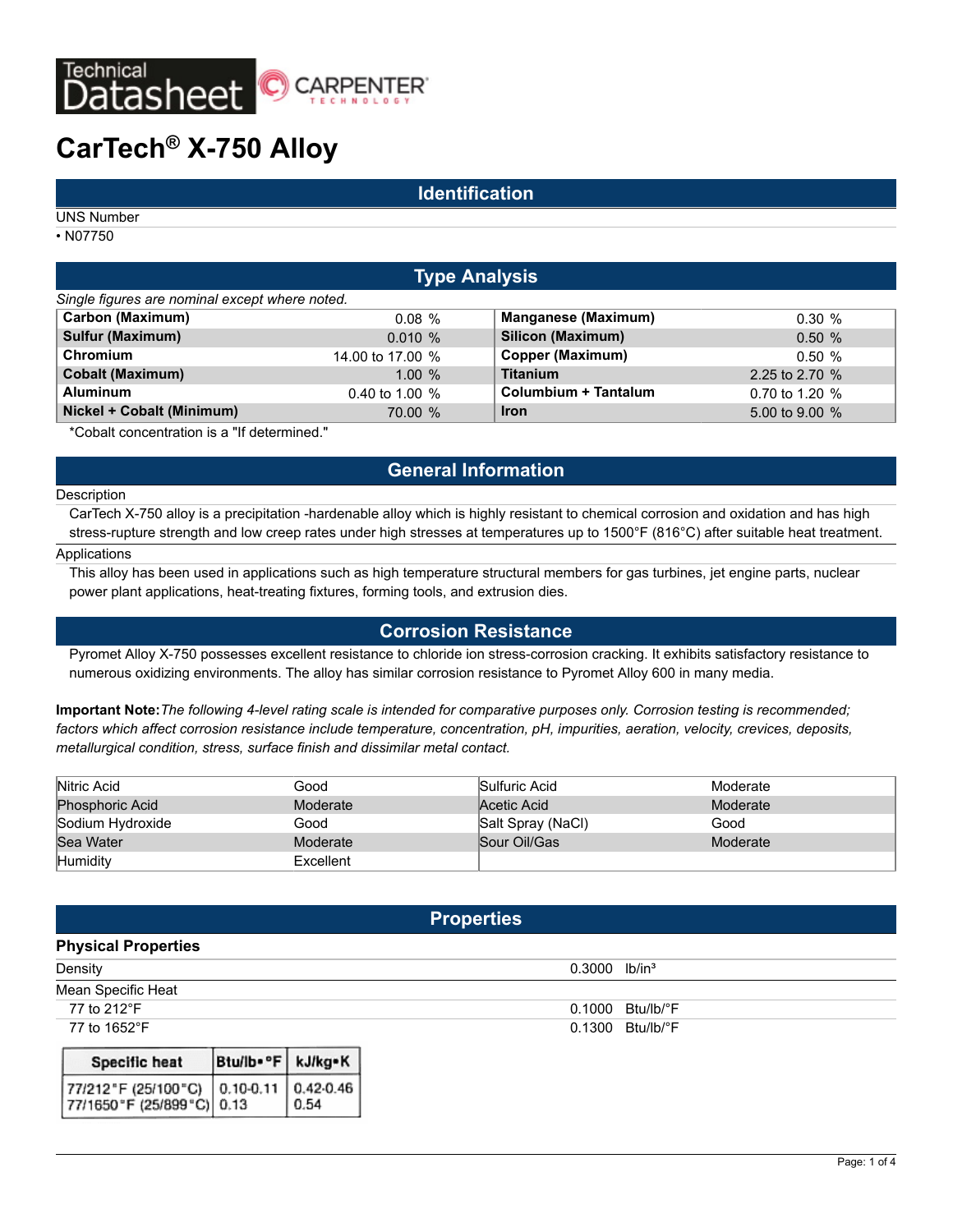# Technical Datasheet — CARPENTER TECHNOLOGY

# CarTech® X-750 Alloy

## Identification

UNS Number

- N07750

## Type Analysis

*Single figures are nominal except where noted.*

| Element | Value | Element | Value |
|---|---|---|---|
| **Carbon (Maximum)** | 0.08 % | **Manganese (Maximum)** | 0.30 % |
| **Sulfur (Maximum)** | 0.010 % | **Silicon (Maximum)** | 0.50 % |
| **Chromium** | 14.00 to 17.00 % | **Copper (Maximum)** | 0.50 % |
| **Cobalt (Maximum)** | 1.00 % | **Titanium** | 2.25 to 2.70 % |
| **Aluminum** | 0.40 to 1.00 % | **Columbium + Tantalum** | 0.70 to 1.20 % |
| **Nickel + Cobalt (Minimum)** | 70.00 % | **Iron** | 5.00 to 9.00 % |

*Cobalt concentration is a "If determined."

## General Information

Description

CarTech X-750 alloy is a precipitation -hardenable alloy which is highly resistant to chemical corrosion and oxidation and has high stress-rupture strength and low creep rates under high stresses at temperatures up to 1500°F (816°C) after suitable heat treatment.

Applications

This alloy has been used in applications such as high temperature structural members for gas turbines, jet engine parts, nuclear power plant applications, heat-treating fixtures, forming tools, and extrusion dies.

## Corrosion Resistance

Pyromet Alloy X-750 possesses excellent resistance to chloride ion stress-corrosion cracking. It exhibits satisfactory resistance to numerous oxidizing environments. The alloy has similar corrosion resistance to Pyromet Alloy 600 in many media.

**Important Note:** *The following 4-level rating scale is intended for comparative purposes only. Corrosion testing is recommended; factors which affect corrosion resistance include temperature, concentration, pH, impurities, aeration, velocity, crevices, deposits, metallurgical condition, stress, surface finish and dissimilar metal contact.*

| Medium | Rating | Medium | Rating |
|---|---|---|---|
| Nitric Acid | Good | Sulfuric Acid | Moderate |
| Phosphoric Acid | Moderate | Acetic Acid | Moderate |
| Sodium Hydroxide | Good | Salt Spray (NaCl) | Good |
| Sea Water | Moderate | Sour Oil/Gas | Moderate |
| Humidity | Excellent | | |

## Properties

### Physical Properties

| Property | Value | Unit |
|---|---|---|
| Density | 0.3000 | lb/in³ |
| Mean Specific Heat | | |
| 77 to 212°F | 0.1000 | Btu/lb/°F |
| 77 to 1652°F | 0.1300 | Btu/lb/°F |

| Specific heat | Btu/lb•°F | kJ/kg•K |
|---|---|---|
| 77/212°F (25/100°C) | 0.10-0.11 | 0.42-0.46 |
| 77/1650°F (25/899°C) | 0.13 | 0.54 |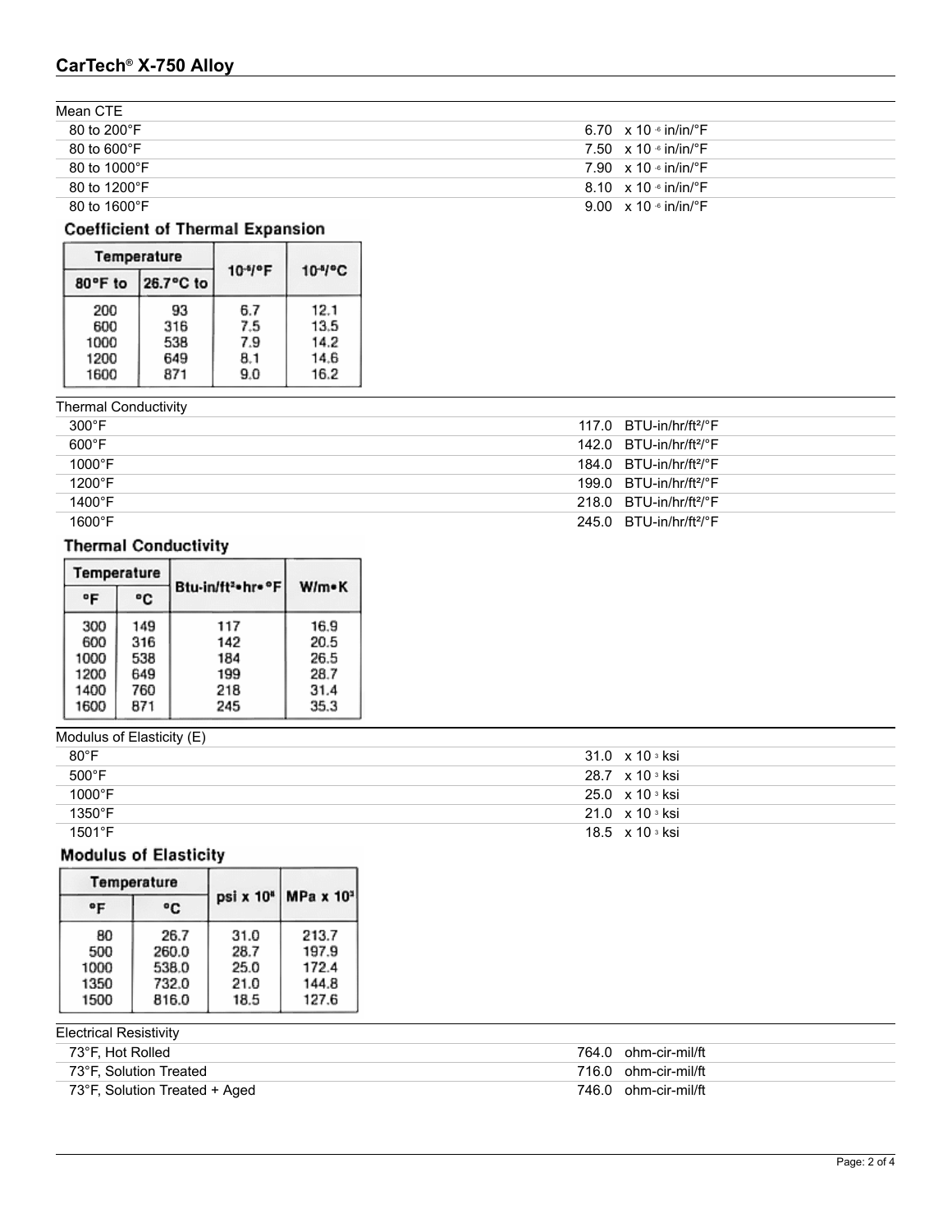## CarTech® X-750 Alloy

| Mean CTE | |
|---|---|
| 80 to 200°F | 6.70 x $10^{-6}$ in/in/°F |
| 80 to 600°F | 7.50 x $10^{-6}$ in/in/°F |
| 80 to 1000°F | 7.90 x $10^{-6}$ in/in/°F |
| 80 to 1200°F | 8.10 x $10^{-6}$ in/in/°F |
| 80 to 1600°F | 9.00 x $10^{-6}$ in/in/°F |

**Coefficient of Thermal Expansion**

| Temperature | | $10^{-6}$/°F | $10^{-6}$/°C |
|---|---|---|---|
| 80°F to | 26.7°C to | | |
| 200 | 93 | 6.7 | 12.1 |
| 600 | 316 | 7.5 | 13.5 |
| 1000 | 538 | 7.9 | 14.2 |
| 1200 | 649 | 8.1 | 14.6 |
| 1600 | 871 | 9.0 | 16.2 |

| Thermal Conductivity | |
|---|---|
| 300°F | 117.0 BTU-in/hr/ft²/°F |
| 600°F | 142.0 BTU-in/hr/ft²/°F |
| 1000°F | 184.0 BTU-in/hr/ft²/°F |
| 1200°F | 199.0 BTU-in/hr/ft²/°F |
| 1400°F | 218.0 BTU-in/hr/ft²/°F |
| 1600°F | 245.0 BTU-in/hr/ft²/°F |

**Thermal Conductivity**

| Temperature | | Btu-in/ft²•hr•°F | W/m•K |
|---|---|---|---|
| °F | °C | | |
| 300 | 149 | 117 | 16.9 |
| 600 | 316 | 142 | 20.5 |
| 1000 | 538 | 184 | 26.5 |
| 1200 | 649 | 199 | 28.7 |
| 1400 | 760 | 218 | 31.4 |
| 1600 | 871 | 245 | 35.3 |

| Modulus of Elasticity (E) | |
|---|---|
| 80°F | 31.0 x $10^{3}$ ksi |
| 500°F | 28.7 x $10^{3}$ ksi |
| 1000°F | 25.0 x $10^{3}$ ksi |
| 1350°F | 21.0 x $10^{3}$ ksi |
| 1501°F | 18.5 x $10^{3}$ ksi |

**Modulus of Elasticity**

| Temperature | | psi x $10^{6}$ | MPa x $10^{3}$ |
|---|---|---|---|
| °F | °C | | |
| 80 | 26.7 | 31.0 | 213.7 |
| 500 | 260.0 | 28.7 | 197.9 |
| 1000 | 538.0 | 25.0 | 172.4 |
| 1350 | 732.0 | 21.0 | 144.8 |
| 1500 | 816.0 | 18.5 | 127.6 |

| Electrical Resistivity | |
|---|---|
| 73°F, Hot Rolled | 764.0 ohm-cir-mil/ft |
| 73°F, Solution Treated | 716.0 ohm-cir-mil/ft |
| 73°F, Solution Treated + Aged | 746.0 ohm-cir-mil/ft |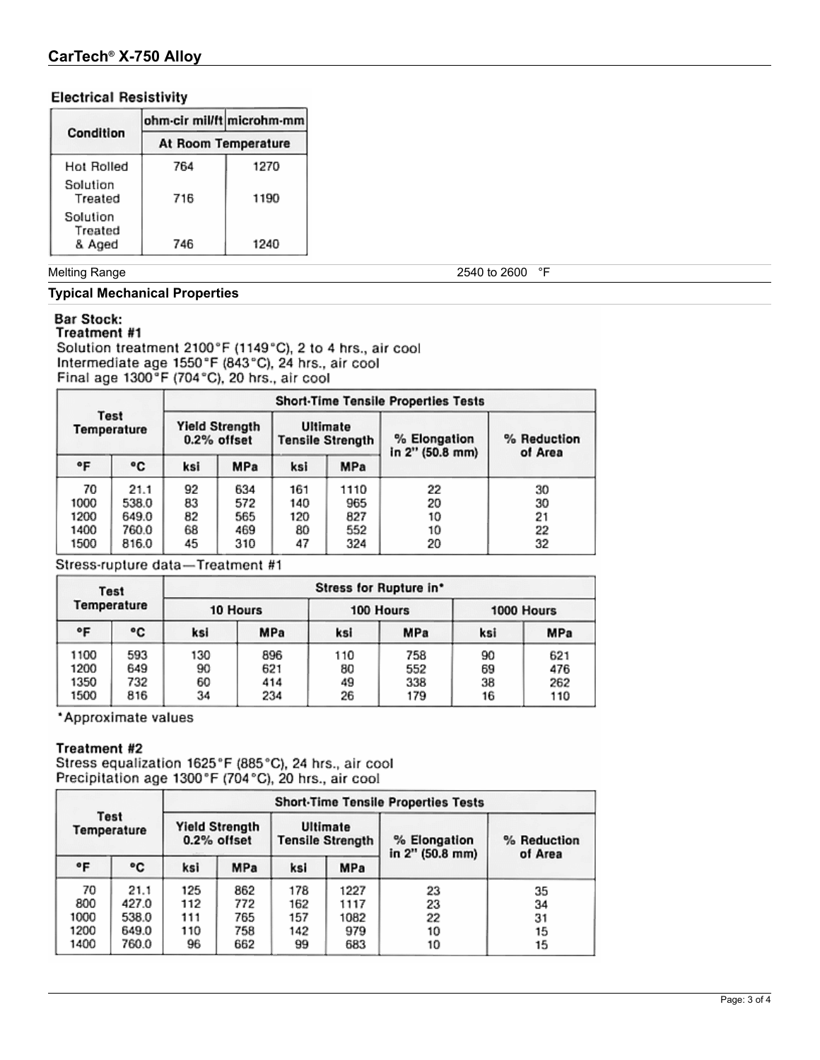## Electrical Resistivity

| Condition | ohm-cir mil/ft | microhm-mm |
|---|---|---|
| | At Room Temperature | |
| Hot Rolled | 764 | 1270 |
| Solution Treated | 716 | 1190 |
| Solution Treated & Aged | 746 | 1240 |

Melting Range 2540 to 2600 °F

## Typical Mechanical Properties

**Bar Stock:**

**Treatment #1**

Solution treatment 2100°F (1149°C), 2 to 4 hrs., air cool
Intermediate age 1550°F (843°C), 24 hrs., air cool
Final age 1300°F (704°C), 20 hrs., air cool

| Test Temperature | | Short-Time Tensile Properties Tests | | | | | |
|---|---|---|---|---|---|---|---|
| | | Yield Strength 0.2% offset | | Ultimate Tensile Strength | | % Elongation in 2" (50.8 mm) | % Reduction of Area |
| °F | °C | ksi | MPa | ksi | MPa | | |
| 70 | 21.1 | 92 | 634 | 161 | 1110 | 22 | 30 |
| 1000 | 538.0 | 83 | 572 | 140 | 965 | 20 | 30 |
| 1200 | 649.0 | 82 | 565 | 120 | 827 | 10 | 21 |
| 1400 | 760.0 | 68 | 469 | 80 | 552 | 10 | 22 |
| 1500 | 816.0 | 45 | 310 | 47 | 324 | 20 | 32 |

Stress-rupture data—Treatment #1

| Test Temperature | | Stress for Rupture in* | | | | | |
|---|---|---|---|---|---|---|---|
| | | 10 Hours | | 100 Hours | | 1000 Hours | |
| °F | °C | ksi | MPa | ksi | MPa | ksi | MPa |
| 1100 | 593 | 130 | 896 | 110 | 758 | 90 | 621 |
| 1200 | 649 | 90 | 621 | 80 | 552 | 69 | 476 |
| 1350 | 732 | 60 | 414 | 49 | 338 | 38 | 262 |
| 1500 | 816 | 34 | 234 | 26 | 179 | 16 | 110 |

*Approximate values

**Treatment #2**

Stress equalization 1625°F (885°C), 24 hrs., air cool
Precipitation age 1300°F (704°C), 20 hrs., air cool

| Test Temperature | | Short-Time Tensile Properties Tests | | | | | |
|---|---|---|---|---|---|---|---|
| | | Yield Strength 0.2% offset | | Ultimate Tensile Strength | | % Elongation in 2" (50.8 mm) | % Reduction of Area |
| °F | °C | ksi | MPa | ksi | MPa | | |
| 70 | 21.1 | 125 | 862 | 178 | 1227 | 23 | 35 |
| 800 | 427.0 | 112 | 772 | 162 | 1117 | 23 | 34 |
| 1000 | 538.0 | 111 | 765 | 157 | 1082 | 22 | 31 |
| 1200 | 649.0 | 110 | 758 | 142 | 979 | 10 | 15 |
| 1400 | 760.0 | 96 | 662 | 99 | 683 | 10 | 15 |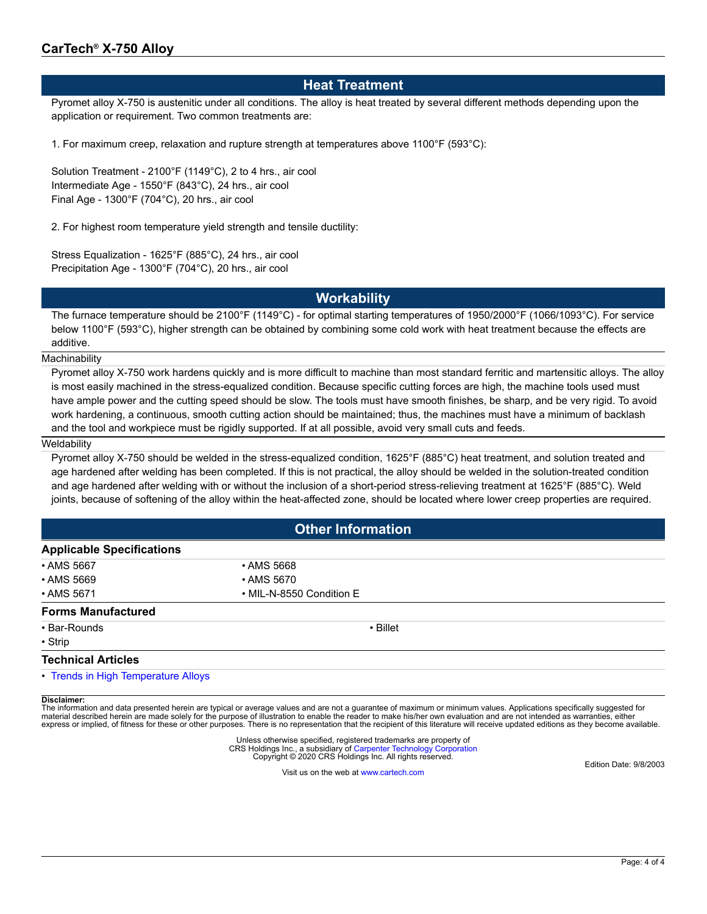## Heat Treatment

Pyromet alloy X-750 is austenitic under all conditions. The alloy is heat treated by several different methods depending upon the application or requirement. Two common treatments are:

1. For maximum creep, relaxation and rupture strength at temperatures above 1100°F (593°C):

Solution Treatment - 2100°F (1149°C), 2 to 4 hrs., air cool
Intermediate Age - 1550°F (843°C), 24 hrs., air cool
Final Age - 1300°F (704°C), 20 hrs., air cool

2. For highest room temperature yield strength and tensile ductility:

Stress Equalization - 1625°F (885°C), 24 hrs., air cool
Precipitation Age - 1300°F (704°C), 20 hrs., air cool

## Workability

The furnace temperature should be 2100°F (1149°C) - for optimal starting temperatures of 1950/2000°F (1066/1093°C). For service below 1100°F (593°C), higher strength can be obtained by combining some cold work with heat treatment because the effects are additive.

### Machinability

Pyromet alloy X-750 work hardens quickly and is more difficult to machine than most standard ferritic and martensitic alloys. The alloy is most easily machined in the stress-equalized condition. Because specific cutting forces are high, the machine tools used must have ample power and the cutting speed should be slow. The tools must have smooth finishes, be sharp, and be very rigid. To avoid work hardening, a continuous, smooth cutting action should be maintained; thus, the machines must have a minimum of backlash and the tool and workpiece must be rigidly supported. If at all possible, avoid very small cuts and feeds.

### Weldability

Pyromet alloy X-750 should be welded in the stress-equalized condition, 1625°F (885°C) heat treatment, and solution treated and age hardened after welding has been completed. If this is not practical, the alloy should be welded in the solution-treated condition and age hardened after welding with or without the inclusion of a short-period stress-relieving treatment at 1625°F (885°C). Weld joints, because of softening of the alloy within the heat-affected zone, should be located where lower creep properties are required.

## Other Information

### Applicable Specifications

- AMS 5667
- AMS 5668
- AMS 5669
- AMS 5670
- AMS 5671
- MIL-N-8550 Condition E

### Forms Manufactured

- Bar-Rounds
- Billet
- Strip

### Technical Articles

- Trends in High Temperature Alloys

**Disclaimer:**
The information and data presented herein are typical or average values and are not a guarantee of maximum or minimum values. Applications specifically suggested for material described herein are made solely for the purpose of illustration to enable the reader to make his/her own evaluation and are not intended as warranties, either express or implied, of fitness for these or other purposes. There is no representation that the recipient of this literature will receive updated editions as they become available.

Unless otherwise specified, registered trademarks are property of
CRS Holdings Inc., a subsidiary of Carpenter Technology Corporation
Copyright © 2020 CRS Holdings Inc. All rights reserved.

Edition Date: 9/8/2003

Visit us on the web at www.cartech.com